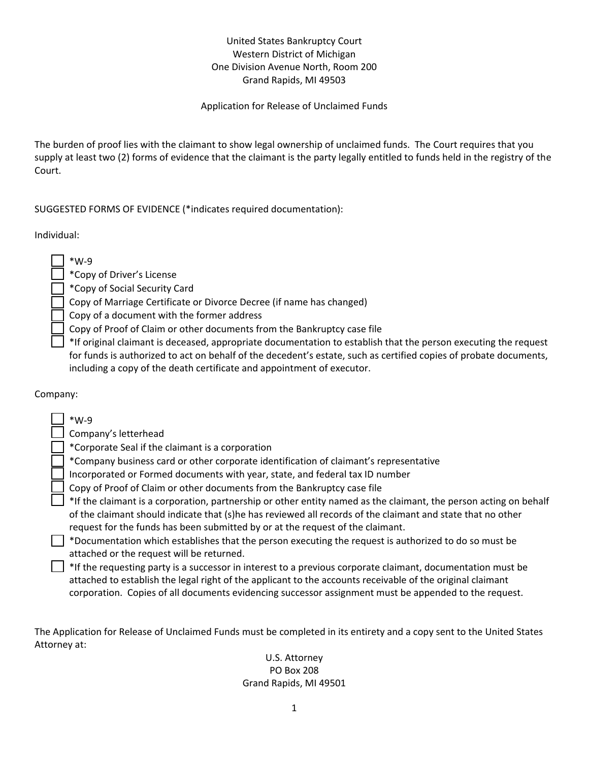United States Bankruptcy Court
Western District of Michigan
One Division Avenue North, Room 200
Grand Rapids, MI 49503

Application for Release of Unclaimed Funds

The burden of proof lies with the claimant to show legal ownership of unclaimed funds. The Court requires that you supply at least two (2) forms of evidence that the claimant is the party legally entitled to funds held in the registry of the Court.

SUGGESTED FORMS OF EVIDENCE (*indicates required documentation):

Individual:

- [ ] *W-9
- [ ] *Copy of Driver's License
- [ ] *Copy of Social Security Card
- [ ] Copy of Marriage Certificate or Divorce Decree (if name has changed)
- [ ] Copy of a document with the former address
- [ ] Copy of Proof of Claim or other documents from the Bankruptcy case file
- [ ] *If original claimant is deceased, appropriate documentation to establish that the person executing the request for funds is authorized to act on behalf of the decedent's estate, such as certified copies of probate documents, including a copy of the death certificate and appointment of executor.

Company:

- [ ] *W-9
- [ ] Company's letterhead
- [ ] *Corporate Seal if the claimant is a corporation
- [ ] *Company business card or other corporate identification of claimant's representative
- [ ] Incorporated or Formed documents with year, state, and federal tax ID number
- [ ] Copy of Proof of Claim or other documents from the Bankruptcy case file
- [ ] *If the claimant is a corporation, partnership or other entity named as the claimant, the person acting on behalf of the claimant should indicate that (s)he has reviewed all records of the claimant and state that no other request for the funds has been submitted by or at the request of the claimant.
- [ ] *Documentation which establishes that the person executing the request is authorized to do so must be attached or the request will be returned.
- [ ] *If the requesting party is a successor in interest to a previous corporate claimant, documentation must be attached to establish the legal right of the applicant to the accounts receivable of the original claimant corporation. Copies of all documents evidencing successor assignment must be appended to the request.

The Application for Release of Unclaimed Funds must be completed in its entirety and a copy sent to the United States Attorney at:

U.S. Attorney
PO Box 208
Grand Rapids, MI 49501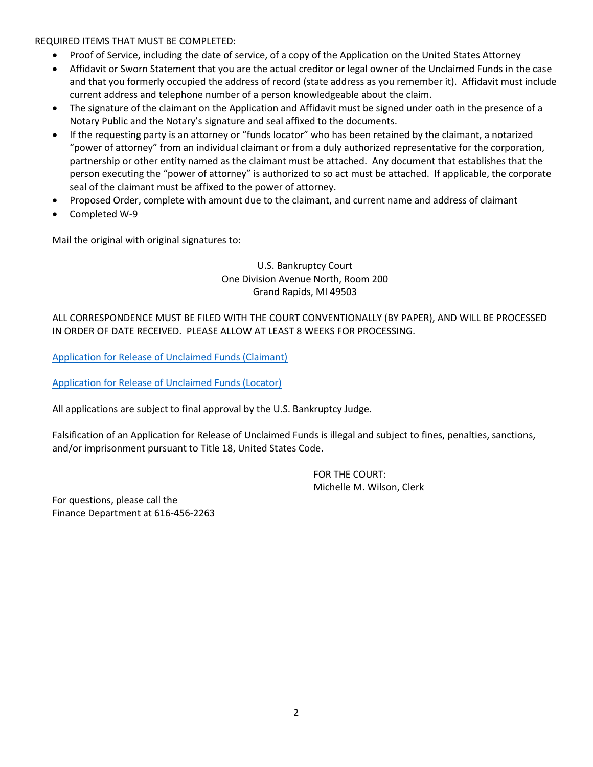REQUIRED ITEMS THAT MUST BE COMPLETED:

- Proof of Service, including the date of service, of a copy of the Application on the United States Attorney
- Affidavit or Sworn Statement that you are the actual creditor or legal owner of the Unclaimed Funds in the case and that you formerly occupied the address of record (state address as you remember it). Affidavit must include current address and telephone number of a person knowledgeable about the claim.
- The signature of the claimant on the Application and Affidavit must be signed under oath in the presence of a Notary Public and the Notary's signature and seal affixed to the documents.
- If the requesting party is an attorney or "funds locator" who has been retained by the claimant, a notarized "power of attorney" from an individual claimant or from a duly authorized representative for the corporation, partnership or other entity named as the claimant must be attached. Any document that establishes that the person executing the "power of attorney" is authorized to so act must be attached. If applicable, the corporate seal of the claimant must be affixed to the power of attorney.
- Proposed Order, complete with amount due to the claimant, and current name and address of claimant
- Completed W-9

Mail the original with original signatures to:

U.S. Bankruptcy Court
One Division Avenue North, Room 200
Grand Rapids, MI 49503

ALL CORRESPONDENCE MUST BE FILED WITH THE COURT CONVENTIONALLY (BY PAPER), AND WILL BE PROCESSED IN ORDER OF DATE RECEIVED. PLEASE ALLOW AT LEAST 8 WEEKS FOR PROCESSING.

Application for Release of Unclaimed Funds (Claimant)

Application for Release of Unclaimed Funds (Locator)

All applications are subject to final approval by the U.S. Bankruptcy Judge.

Falsification of an Application for Release of Unclaimed Funds is illegal and subject to fines, penalties, sanctions, and/or imprisonment pursuant to Title 18, United States Code.

FOR THE COURT:
Michelle M. Wilson, Clerk

For questions, please call the
Finance Department at 616-456-2263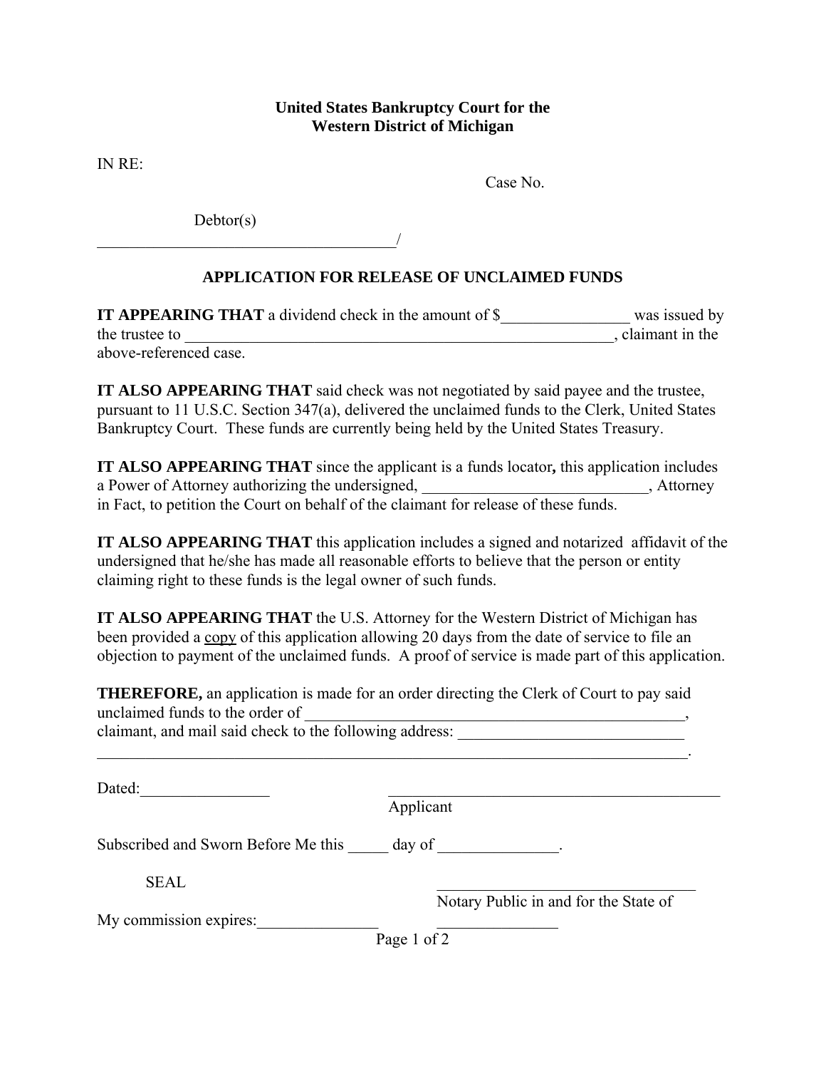**United States Bankruptcy Court for the**
**Western District of Michigan**

IN RE:

Case No.

Debtor(s)
_____________________________________/

**APPLICATION FOR RELEASE OF UNCLAIMED FUNDS**

**IT APPEARING THAT** a dividend check in the amount of $________________ was issued by the trustee to _______________________________________________________, claimant in the above-referenced case.

**IT ALSO APPEARING THAT** said check was not negotiated by said payee and the trustee, pursuant to 11 U.S.C. Section 347(a), delivered the unclaimed funds to the Clerk, United States Bankruptcy Court. These funds are currently being held by the United States Treasury.

**IT ALSO APPEARING THAT** since the applicant is a funds locator**,** this application includes a Power of Attorney authorizing the undersigned, ____________________________, Attorney in Fact, to petition the Court on behalf of the claimant for release of these funds.

**IT ALSO APPEARING THAT** this application includes a signed and notarized affidavit of the undersigned that he/she has made all reasonable efforts to believe that the person or entity claiming right to these funds is the legal owner of such funds.

**IT ALSO APPEARING THAT** the U.S. Attorney for the Western District of Michigan has been provided a copy of this application allowing 20 days from the date of service to file an objection to payment of the unclaimed funds. A proof of service is made part of this application.

**THEREFORE,** an application is made for an order directing the Clerk of Court to pay said unclaimed funds to the order of _________________________________________________, claimant, and mail said check to the following address: ____________________________
____________________________________________________________________________.

Dated:________________ ___________________________________________
Applicant

Subscribed and Sworn Before Me this _____ day of _______________.

SEAL ___________________________________
Notary Public in and for the State of

My commission expires:_______________ _______________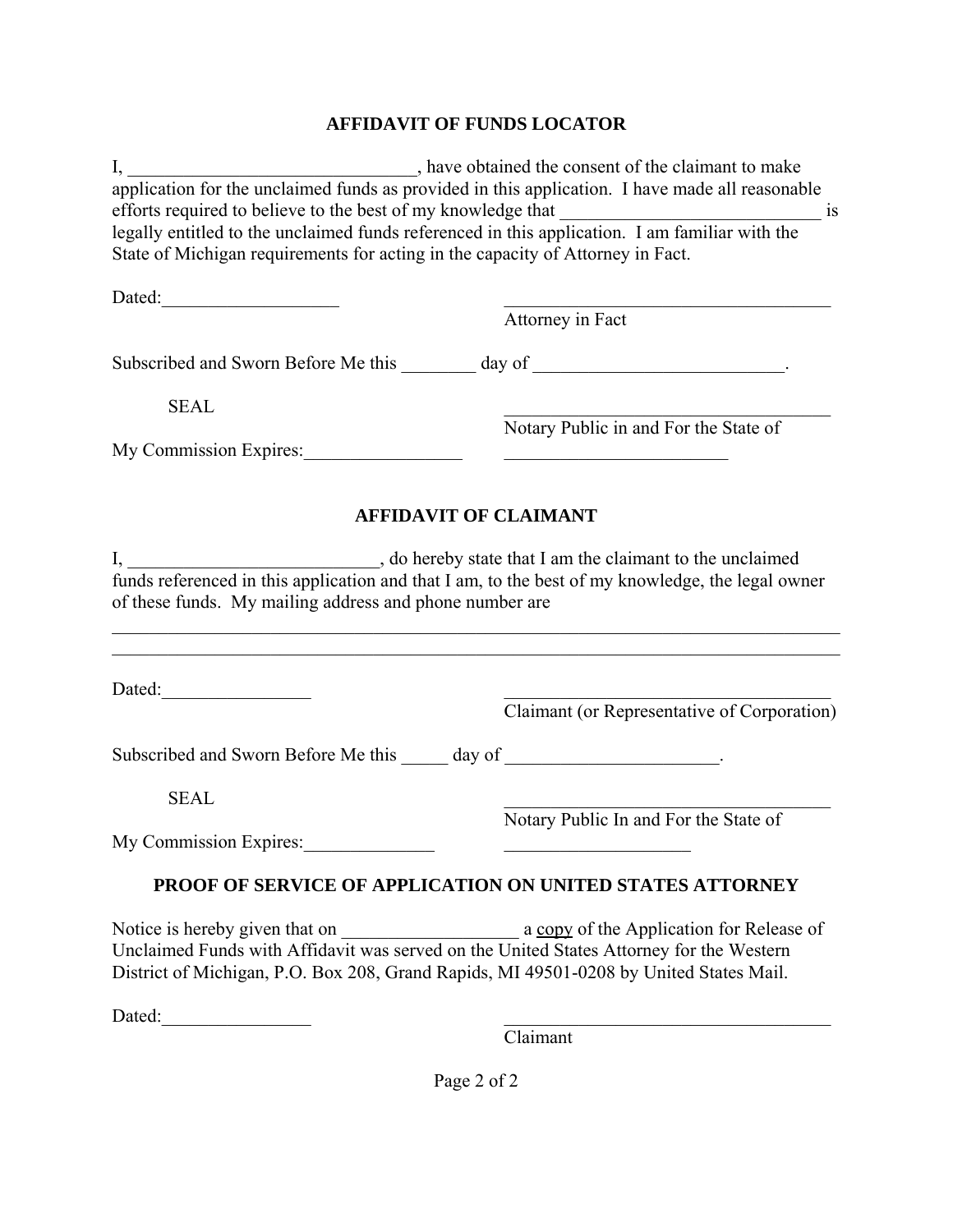## AFFIDAVIT OF FUNDS LOCATOR

I, _______________________________, have obtained the consent of the claimant to make application for the unclaimed funds as provided in this application. I have made all reasonable efforts required to believe to the best of my knowledge that ____________________________ is legally entitled to the unclaimed funds referenced in this application. I am familiar with the State of Michigan requirements for acting in the capacity of Attorney in Fact.

Dated:___________________ ____________________________________

Attorney in Fact

Subscribed and Sworn Before Me this ________ day of ___________________________.

SEAL ____________________________________

Notary Public in and For the State of

My Commission Expires:_________________ _________________________

## AFFIDAVIT OF CLAIMANT

I, ___________________________, do hereby state that I am the claimant to the unclaimed funds referenced in this application and that I am, to the best of my knowledge, the legal owner of these funds. My mailing address and phone number are

_______________________________________________________________________________

_______________________________________________________________________________

Dated:________________ ____________________________________

Claimant (or Representative of Corporation)

Subscribed and Sworn Before Me this _____ day of _______________________.

SEAL ____________________________________

Notary Public In and For the State of

My Commission Expires:______________ ____________________

## PROOF OF SERVICE OF APPLICATION ON UNITED STATES ATTORNEY

Notice is hereby given that on ___________________ a copy of the Application for Release of Unclaimed Funds with Affidavit was served on the United States Attorney for the Western District of Michigan, P.O. Box 208, Grand Rapids, MI 49501-0208 by United States Mail.

Dated:________________ ____________________________________

Claimant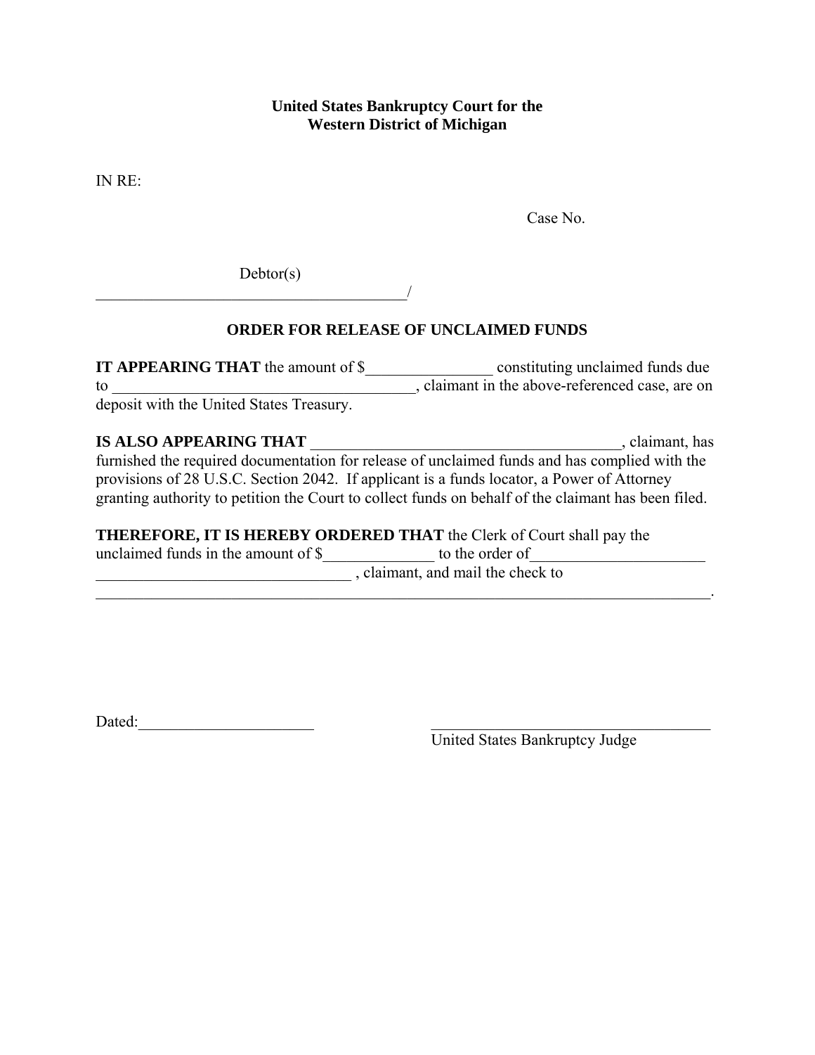**United States Bankruptcy Court for the**
**Western District of Michigan**

IN RE:

Case No.

Debtor(s)
________________________________________/

**ORDER FOR RELEASE OF UNCLAIMED FUNDS**

**IT APPEARING THAT** the amount of $________________ constituting unclaimed funds due to ______________________________________, claimant in the above-referenced case, are on deposit with the United States Treasury.

**IS ALSO APPEARING THAT** _______________________________________, claimant, has furnished the required documentation for release of unclaimed funds and has complied with the provisions of 28 U.S.C. Section 2042. If applicant is a funds locator, a Power of Attorney granting authority to petition the Court to collect funds on behalf of the claimant has been filed.

**THEREFORE, IT IS HEREBY ORDERED THAT** the Clerk of Court shall pay the unclaimed funds in the amount of $______________ to the order of______________________ ________________________________ , claimant, and mail the check to ______________________________________________________________________________.

Dated:______________________ ____________________________________
United States Bankruptcy Judge